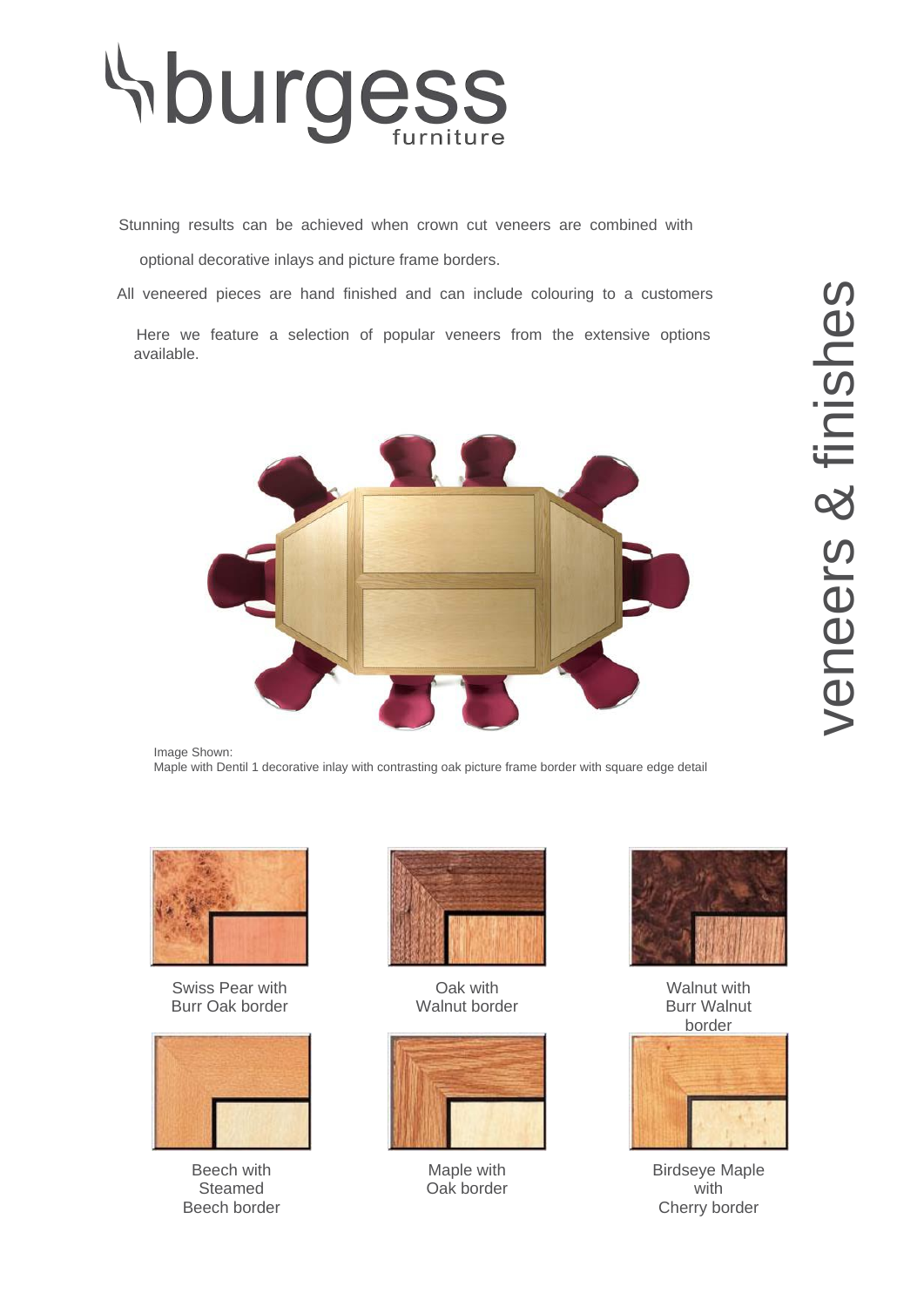# burgess furniture

## veneers & finishes

Stunning results can be achieved when crown cut veneers are combined with optional decorative inlays and picture frame borders.

All veneered pieces are hand finished and can include colouring to a customers

Here we feature a selection of popular veneers from the extensive options available.

Image Shown:
Maple with Dentil 1 decorative inlay with contrasting oak picture frame border with square edge detail

Swiss Pear with Burr Oak border

Oak with Walnut border

Walnut with Burr Walnut border

Beech with Steamed Beech border

Maple with Oak border

Birdseye Maple with Cherry border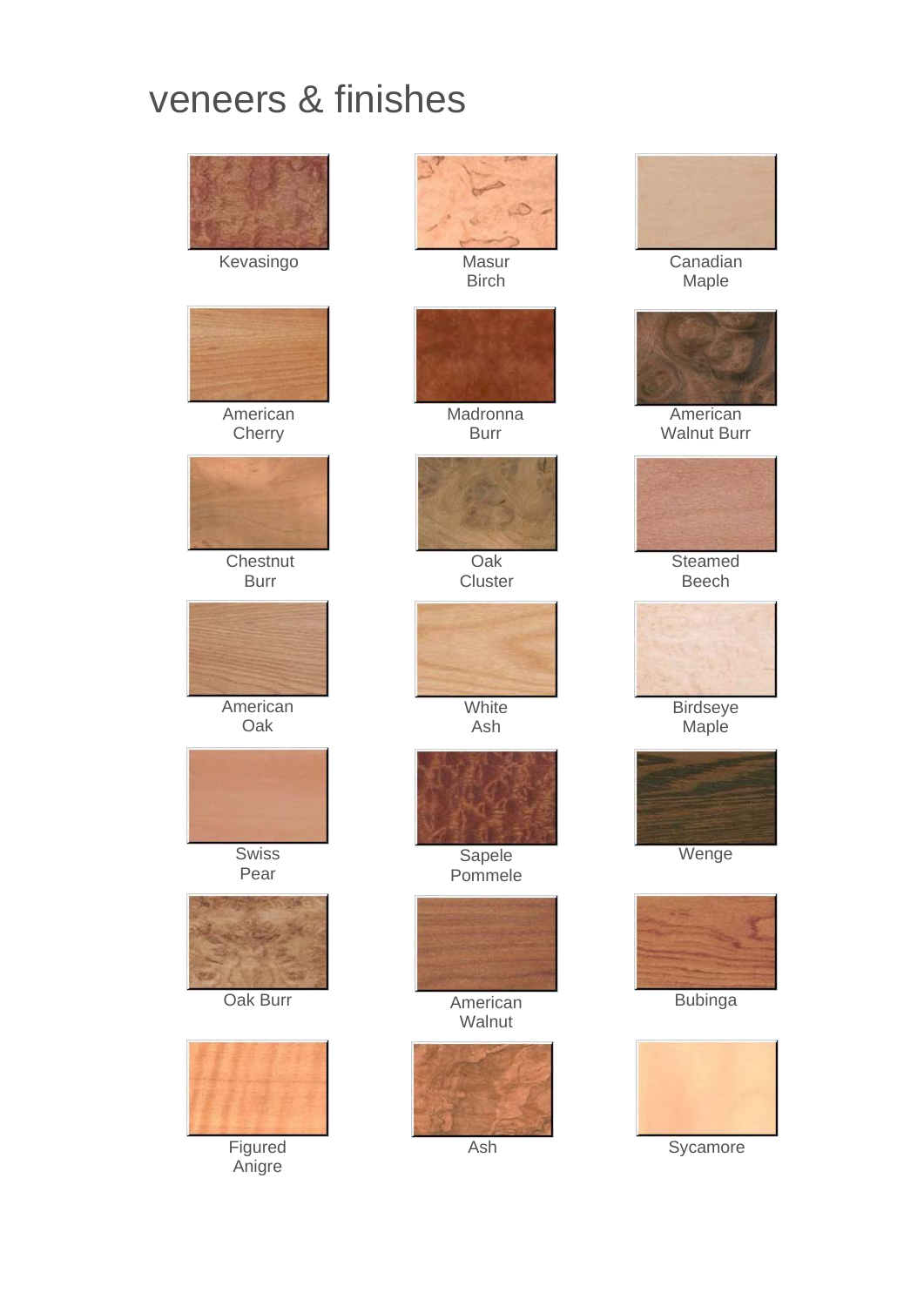# veneers & finishes

Kevasingo

Masur Birch

Canadian Maple

American Cherry

Madronna Burr

American Walnut Burr

Chestnut Burr

Oak Cluster

Steamed Beech

American Oak

White Ash

Birdseye Maple

Swiss Pear

Sapele Pommele

Wenge

Oak Burr

American Walnut

Bubinga

Figured Anigre

Ash

Sycamore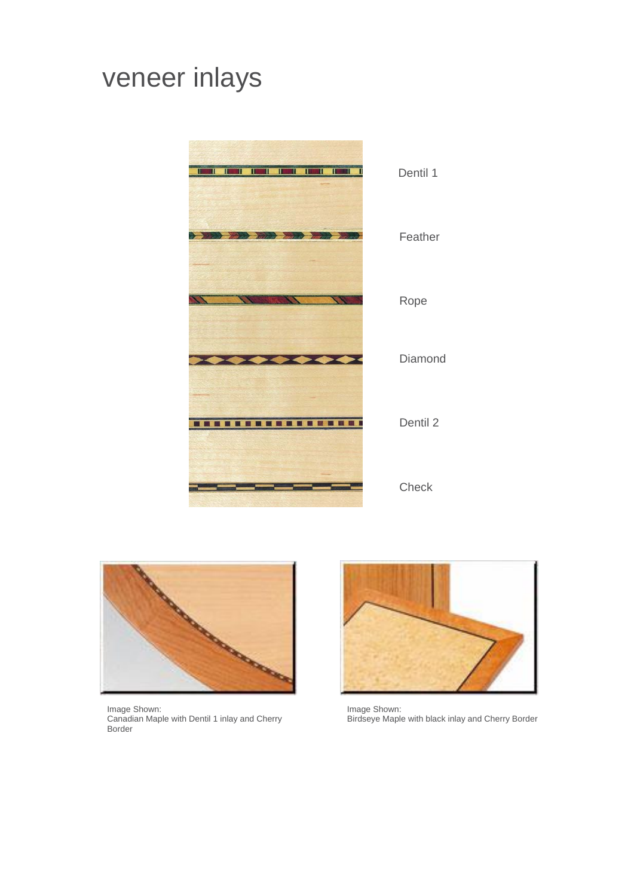# veneer inlays

Dentil 1

Feather

Rope

Diamond

Dentil 2

Check

Image Shown:
Canadian Maple with Dentil 1 inlay and Cherry Border

Image Shown:
Birdseye Maple with black inlay and Cherry Border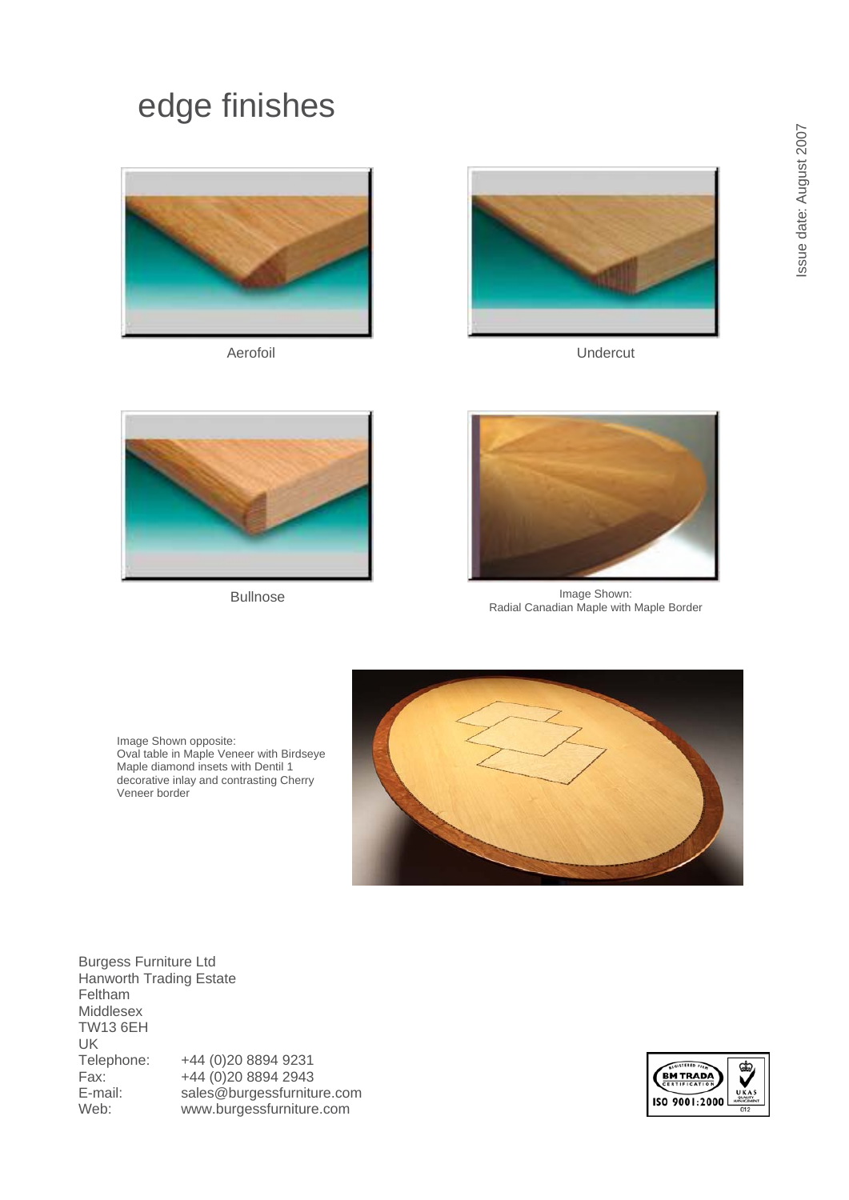# edge finishes

Aerofoil

Undercut

Bullnose

Image Shown:
Radial Canadian Maple with Maple Border

Image Shown opposite:
Oval table in Maple Veneer with Birdseye Maple diamond insets with Dentil 1 decorative inlay and contrasting Cherry Veneer border

Issue date: August 2007

Burgess Furniture Ltd
Hanworth Trading Estate
Feltham
Middlesex
TW13 6EH
UK

| | |
|---|---|
| Telephone: | +44 (0)20 8894 9231 |
| Fax: | +44 (0)20 8894 2943 |
| E-mail: | sales@burgessfurniture.com |
| Web: | www.burgessfurniture.com |

REGISTERED FIRM BM TRADA CERTIFICATION ISO 9001:2000 UKAS QUALITY MANAGEMENT 012